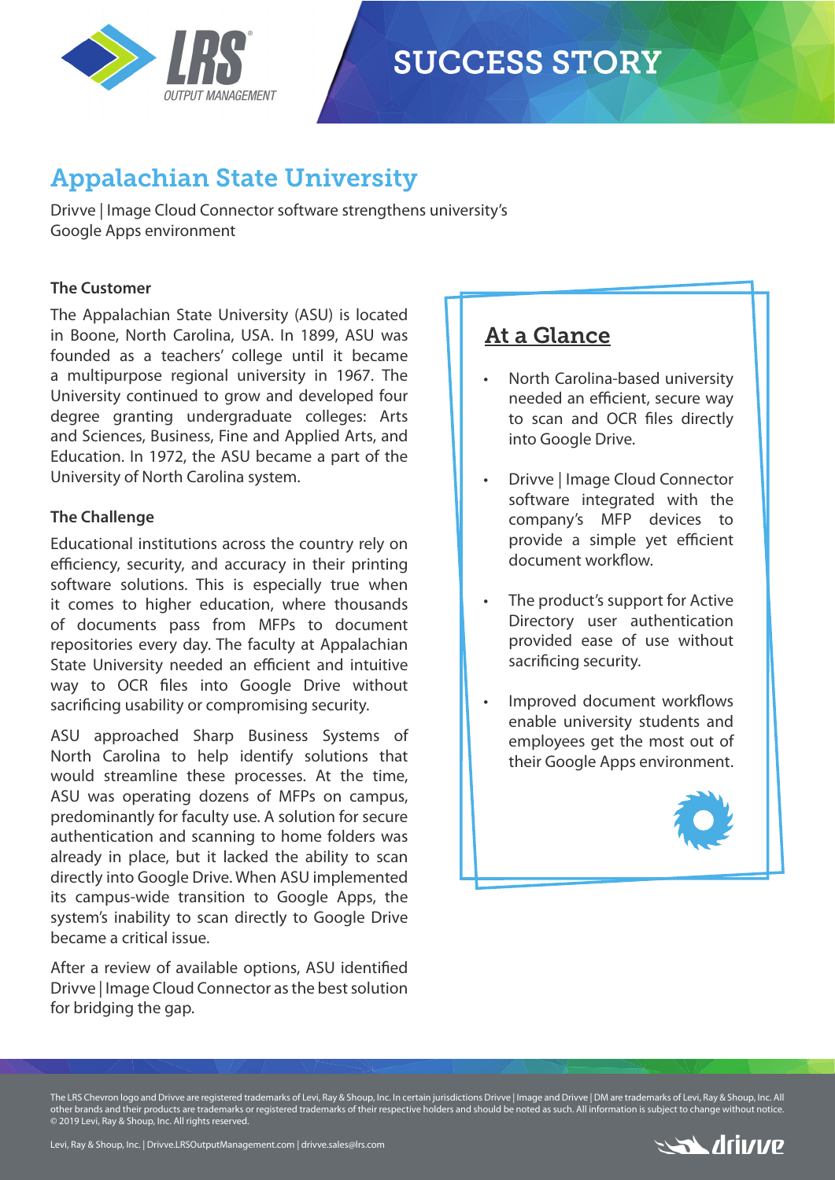# SUCCESS STORY

## Appalachian State University

Drivve | Image Cloud Connector software strengthens university's Google Apps environment

### The Customer

The Appalachian State University (ASU) is located in Boone, North Carolina, USA. In 1899, ASU was founded as a teachers' college until it became a multipurpose regional university in 1967. The University continued to grow and developed four degree granting undergraduate colleges: Arts and Sciences, Business, Fine and Applied Arts, and Education. In 1972, the ASU became a part of the University of North Carolina system.

### The Challenge

Educational institutions across the country rely on efficiency, security, and accuracy in their printing software solutions. This is especially true when it comes to higher education, where thousands of documents pass from MFPs to document repositories every day. The faculty at Appalachian State University needed an efficient and intuitive way to OCR files into Google Drive without sacrificing usability or compromising security.

ASU approached Sharp Business Systems of North Carolina to help identify solutions that would streamline these processes. At the time, ASU was operating dozens of MFPs on campus, predominantly for faculty use. A solution for secure authentication and scanning to home folders was already in place, but it lacked the ability to scan directly into Google Drive. When ASU implemented its campus-wide transition to Google Apps, the system's inability to scan directly to Google Drive became a critical issue.

After a review of available options, ASU identified Drivve | Image Cloud Connector as the best solution for bridging the gap.

### At a Glance

- North Carolina-based university needed an efficient, secure way to scan and OCR files directly into Google Drive.
- Drivve | Image Cloud Connector software integrated with the company's MFP devices to provide a simple yet efficient document workflow.
- The product's support for Active Directory user authentication provided ease of use without sacrificing security.
- Improved document workflows enable university students and employees get the most out of their Google Apps environment.

The LRS Chevron logo and Drivve are registered trademarks of Levi, Ray & Shoup, Inc. In certain jurisdictions Drivve | Image and Drivve | DM are trademarks of Levi, Ray & Shoup, Inc. All other brands and their products are trademarks or registered trademarks of their respective holders and should be noted as such. All information is subject to change without notice. © 2019 Levi, Ray & Shoup, Inc. All rights reserved.

Levi, Ray & Shoup, Inc. | Drivve.LRSOutputManagement.com | drivve.sales@lrs.com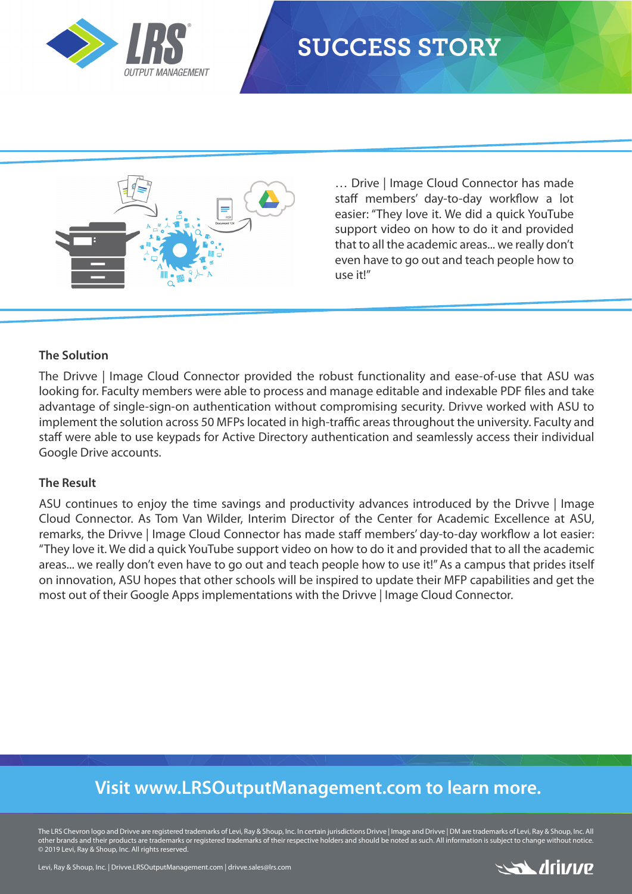# SUCCESS STORY

… Drive | Image Cloud Connector has made staff members' day-to-day workflow a lot easier: "They love it. We did a quick YouTube support video on how to do it and provided that to all the academic areas... we really don't even have to go out and teach people how to use it!"

### The Solution

The Drivve | Image Cloud Connector provided the robust functionality and ease-of-use that ASU was looking for. Faculty members were able to process and manage editable and indexable PDF files and take advantage of single-sign-on authentication without compromising security. Drivve worked with ASU to implement the solution across 50 MFPs located in high-traffic areas throughout the university. Faculty and staff were able to use keypads for Active Directory authentication and seamlessly access their individual Google Drive accounts.

### The Result

ASU continues to enjoy the time savings and productivity advances introduced by the Drivve | Image Cloud Connector. As Tom Van Wilder, Interim Director of the Center for Academic Excellence at ASU, remarks, the Drivve | Image Cloud Connector has made staff members' day-to-day workflow a lot easier: "They love it. We did a quick YouTube support video on how to do it and provided that to all the academic areas... we really don't even have to go out and teach people how to use it!" As a campus that prides itself on innovation, ASU hopes that other schools will be inspired to update their MFP capabilities and get the most out of their Google Apps implementations with the Drivve | Image Cloud Connector.

**Visit www.LRSOutputManagement.com to learn more.**

The LRS Chevron logo and Drivve are registered trademarks of Levi, Ray & Shoup, Inc. In certain jurisdictions Drivve | Image and Drivve | DM are trademarks of Levi, Ray & Shoup, Inc. All other brands and their products are trademarks or registered trademarks of their respective holders and should be noted as such. All information is subject to change without notice. © 2019 Levi, Ray & Shoup, Inc. All rights reserved.

Levi, Ray & Shoup, Inc. | Drivve.LRSOutputManagement.com | drivve.sales@lrs.com